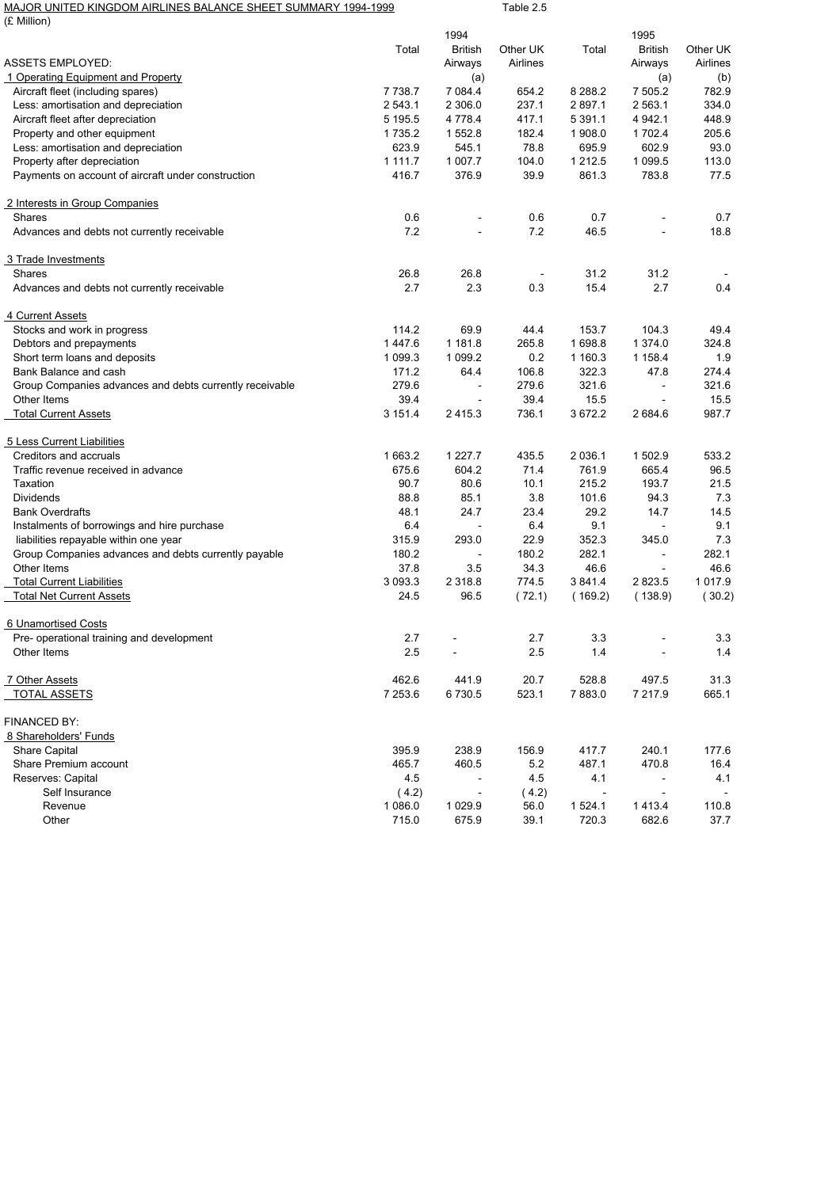MAJOR UNITED KINGDOM AIRLINES BALANCE SHEET SUMMARY 1994-1999

Table 2.5

(£ Million)

| | 1994 | | | 1995 | | |
|---|---|---|---|---|---|---|
| ASSETS EMPLOYED: | Total | British Airways (a) | Other UK Airlines | Total | British Airways (a) | Other UK Airlines (b) |
| **1 Operating Equipment and Property** | | | | | | |
| Aircraft fleet (including spares) | 7 738.7 | 7 084.4 | 654.2 | 8 288.2 | 7 505.2 | 782.9 |
| Less: amortisation and depreciation | 2 543.1 | 2 306.0 | 237.1 | 2 897.1 | 2 563.1 | 334.0 |
| Aircraft fleet after depreciation | 5 195.5 | 4 778.4 | 417.1 | 5 391.1 | 4 942.1 | 448.9 |
| Property and other equipment | 1 735.2 | 1 552.8 | 182.4 | 1 908.0 | 1 702.4 | 205.6 |
| Less: amortisation and depreciation | 623.9 | 545.1 | 78.8 | 695.9 | 602.9 | 93.0 |
| Property after depreciation | 1 111.7 | 1 007.7 | 104.0 | 1 212.5 | 1 099.5 | 113.0 |
| Payments on account of aircraft under construction | 416.7 | 376.9 | 39.9 | 861.3 | 783.8 | 77.5 |
| **2 Interests in Group Companies** | | | | | | |
| Shares | 0.6 | - | 0.6 | 0.7 | - | 0.7 |
| Advances and debts not currently receivable | 7.2 | - | 7.2 | 46.5 | - | 18.8 |
| **3 Trade Investments** | | | | | | |
| Shares | 26.8 | 26.8 | - | 31.2 | 31.2 | - |
| Advances and debts not currently receivable | 2.7 | 2.3 | 0.3 | 15.4 | 2.7 | 0.4 |
| **4 Current Assets** | | | | | | |
| Stocks and work in progress | 114.2 | 69.9 | 44.4 | 153.7 | 104.3 | 49.4 |
| Debtors and prepayments | 1 447.6 | 1 181.8 | 265.8 | 1 698.8 | 1 374.0 | 324.8 |
| Short term loans and deposits | 1 099.3 | 1 099.2 | 0.2 | 1 160.3 | 1 158.4 | 1.9 |
| Bank Balance and cash | 171.2 | 64.4 | 106.8 | 322.3 | 47.8 | 274.4 |
| Group Companies advances and debts currently receivable | 279.6 | - | 279.6 | 321.6 | - | 321.6 |
| Other Items | 39.4 | - | 39.4 | 15.5 | - | 15.5 |
| Total Current Assets | 3 151.4 | 2 415.3 | 736.1 | 3 672.2 | 2 684.6 | 987.7 |
| **5 Less Current Liabilities** | | | | | | |
| Creditors and accruals | 1 663.2 | 1 227.7 | 435.5 | 2 036.1 | 1 502.9 | 533.2 |
| Traffic revenue received in advance | 675.6 | 604.2 | 71.4 | 761.9 | 665.4 | 96.5 |
| Taxation | 90.7 | 80.6 | 10.1 | 215.2 | 193.7 | 21.5 |
| Dividends | 88.8 | 85.1 | 3.8 | 101.6 | 94.3 | 7.3 |
| Bank Overdrafts | 48.1 | 24.7 | 23.4 | 29.2 | 14.7 | 14.5 |
| Instalments of borrowings and hire purchase | 6.4 | - | 6.4 | 9.1 | - | 9.1 |
| liabilities repayable within one year | 315.9 | 293.0 | 22.9 | 352.3 | 345.0 | 7.3 |
| Group Companies advances and debts currently payable | 180.2 | - | 180.2 | 282.1 | - | 282.1 |
| Other Items | 37.8 | 3.5 | 34.3 | 46.6 | - | 46.6 |
| Total Current Liabilities | 3 093.3 | 2 318.8 | 774.5 | 3 841.4 | 2 823.5 | 1 017.9 |
| Total Net Current Assets | 24.5 | 96.5 | ( 72.1) | ( 169.2) | ( 138.9) | ( 30.2) |
| **6 Unamortised Costs** | | | | | | |
| Pre- operational training and development | 2.7 | - | 2.7 | 3.3 | - | 3.3 |
| Other Items | 2.5 | - | 2.5 | 1.4 | - | 1.4 |
| **7 Other Assets** | 462.6 | 441.9 | 20.7 | 528.8 | 497.5 | 31.3 |
| TOTAL ASSETS | 7 253.6 | 6 730.5 | 523.1 | 7 883.0 | 7 217.9 | 665.1 |
| FINANCED BY: | | | | | | |
| **8 Shareholders' Funds** | | | | | | |
| Share Capital | 395.9 | 238.9 | 156.9 | 417.7 | 240.1 | 177.6 |
| Share Premium account | 465.7 | 460.5 | 5.2 | 487.1 | 470.8 | 16.4 |
| Reserves: Capital | 4.5 | - | 4.5 | 4.1 | - | 4.1 |
| Self Insurance | ( 4.2) | - | ( 4.2) | - | - | - |
| Revenue | 1 086.0 | 1 029.9 | 56.0 | 1 524.1 | 1 413.4 | 110.8 |
| Other | 715.0 | 675.9 | 39.1 | 720.3 | 682.6 | 37.7 |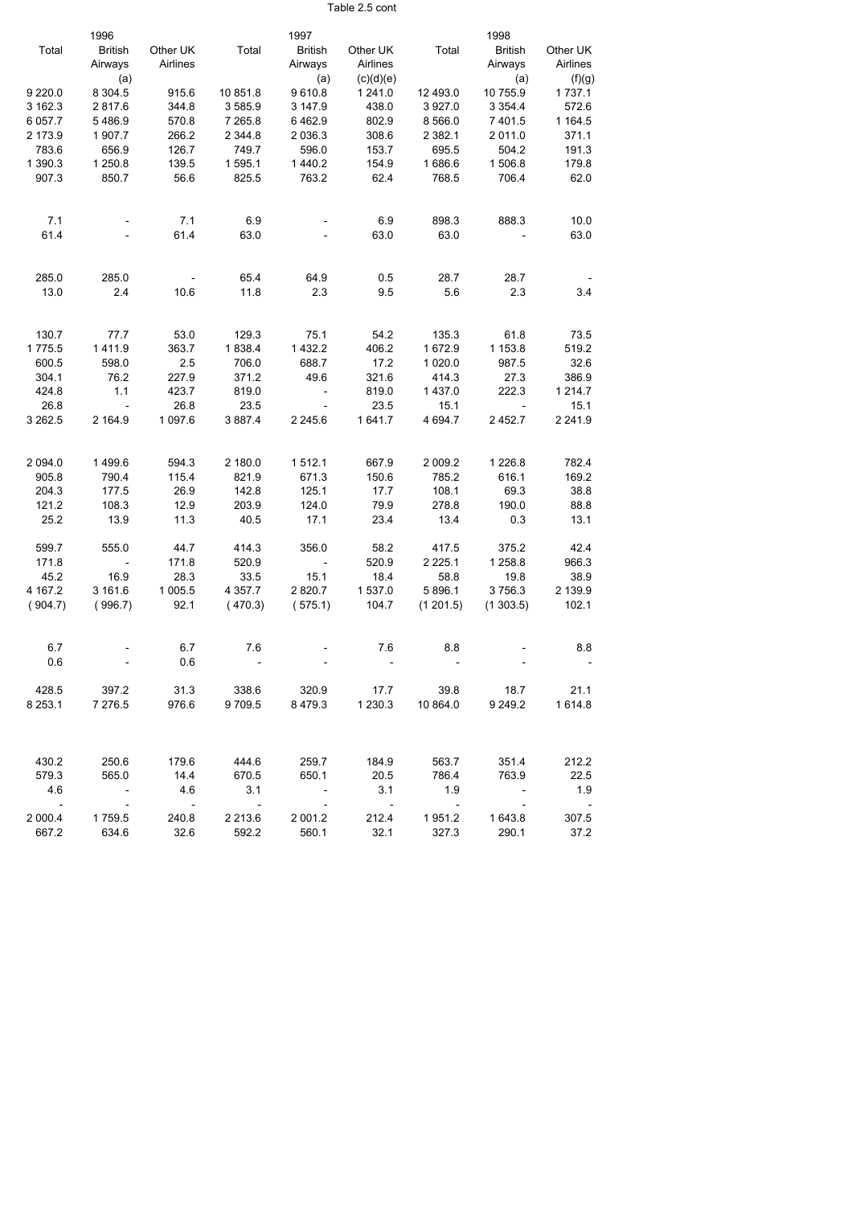Table 2.5 cont

| 1996 | | | 1997 | | | 1998 | | |
|---|---|---|---|---|---|---|---|---|
| Total | British Airways (a) | Other UK Airlines | Total | British Airways (a) | Other UK Airlines (c)(d)(e) | Total | British Airways (a) | Other UK Airlines (f)(g) |
| 9 220.0 | 8 304.5 | 915.6 | 10 851.8 | 9 610.8 | 1 241.0 | 12 493.0 | 10 755.9 | 1 737.1 |
| 3 162.3 | 2 817.6 | 344.8 | 3 585.9 | 3 147.9 | 438.0 | 3 927.0 | 3 354.4 | 572.6 |
| 6 057.7 | 5 486.9 | 570.8 | 7 265.8 | 6 462.9 | 802.9 | 8 566.0 | 7 401.5 | 1 164.5 |
| 2 173.9 | 1 907.7 | 266.2 | 2 344.8 | 2 036.3 | 308.6 | 2 382.1 | 2 011.0 | 371.1 |
| 783.6 | 656.9 | 126.7 | 749.7 | 596.0 | 153.7 | 695.5 | 504.2 | 191.3 |
| 1 390.3 | 1 250.8 | 139.5 | 1 595.1 | 1 440.2 | 154.9 | 1 686.6 | 1 506.8 | 179.8 |
| 907.3 | 850.7 | 56.6 | 825.5 | 763.2 | 62.4 | 768.5 | 706.4 | 62.0 |
| | | | | | | | | |
| 7.1 | - | 7.1 | 6.9 | - | 6.9 | 898.3 | 888.3 | 10.0 |
| 61.4 | - | 61.4 | 63.0 | - | 63.0 | 63.0 | - | 63.0 |
| | | | | | | | | |
| 285.0 | 285.0 | - | 65.4 | 64.9 | 0.5 | 28.7 | 28.7 | - |
| 13.0 | 2.4 | 10.6 | 11.8 | 2.3 | 9.5 | 5.6 | 2.3 | 3.4 |
| | | | | | | | | |
| 130.7 | 77.7 | 53.0 | 129.3 | 75.1 | 54.2 | 135.3 | 61.8 | 73.5 |
| 1 775.5 | 1 411.9 | 363.7 | 1 838.4 | 1 432.2 | 406.2 | 1 672.9 | 1 153.8 | 519.2 |
| 600.5 | 598.0 | 2.5 | 706.0 | 688.7 | 17.2 | 1 020.0 | 987.5 | 32.6 |
| 304.1 | 76.2 | 227.9 | 371.2 | 49.6 | 321.6 | 414.3 | 27.3 | 386.9 |
| 424.8 | 1.1 | 423.7 | 819.0 | - | 819.0 | 1 437.0 | 222.3 | 1 214.7 |
| 26.8 | - | 26.8 | 23.5 | - | 23.5 | 15.1 | - | 15.1 |
| 3 262.5 | 2 164.9 | 1 097.6 | 3 887.4 | 2 245.6 | 1 641.7 | 4 694.7 | 2 452.7 | 2 241.9 |
| | | | | | | | | |
| 2 094.0 | 1 499.6 | 594.3 | 2 180.0 | 1 512.1 | 667.9 | 2 009.2 | 1 226.8 | 782.4 |
| 905.8 | 790.4 | 115.4 | 821.9 | 671.3 | 150.6 | 785.2 | 616.1 | 169.2 |
| 204.3 | 177.5 | 26.9 | 142.8 | 125.1 | 17.7 | 108.1 | 69.3 | 38.8 |
| 121.2 | 108.3 | 12.9 | 203.9 | 124.0 | 79.9 | 278.8 | 190.0 | 88.8 |
| 25.2 | 13.9 | 11.3 | 40.5 | 17.1 | 23.4 | 13.4 | 0.3 | 13.1 |
| | | | | | | | | |
| 599.7 | 555.0 | 44.7 | 414.3 | 356.0 | 58.2 | 417.5 | 375.2 | 42.4 |
| 171.8 | - | 171.8 | 520.9 | - | 520.9 | 2 225.1 | 1 258.8 | 966.3 |
| 45.2 | 16.9 | 28.3 | 33.5 | 15.1 | 18.4 | 58.8 | 19.8 | 38.9 |
| 4 167.2 | 3 161.6 | 1 005.5 | 4 357.7 | 2 820.7 | 1 537.0 | 5 896.1 | 3 756.3 | 2 139.9 |
| ( 904.7) | ( 996.7) | 92.1 | ( 470.3) | ( 575.1) | 104.7 | (1 201.5) | (1 303.5) | 102.1 |
| | | | | | | | | |
| 6.7 | - | 6.7 | 7.6 | - | 7.6 | 8.8 | - | 8.8 |
| 0.6 | - | 0.6 | - | - | - | - | - | - |
| | | | | | | | | |
| 428.5 | 397.2 | 31.3 | 338.6 | 320.9 | 17.7 | 39.8 | 18.7 | 21.1 |
| 8 253.1 | 7 276.5 | 976.6 | 9 709.5 | 8 479.3 | 1 230.3 | 10 864.0 | 9 249.2 | 1 614.8 |
| | | | | | | | | |
| 430.2 | 250.6 | 179.6 | 444.6 | 259.7 | 184.9 | 563.7 | 351.4 | 212.2 |
| 579.3 | 565.0 | 14.4 | 670.5 | 650.1 | 20.5 | 786.4 | 763.9 | 22.5 |
| 4.6 | - | 4.6 | 3.1 | - | 3.1 | 1.9 | - | 1.9 |
| - | - | - | - | - | - | - | - | - |
| 2 000.4 | 1 759.5 | 240.8 | 2 213.6 | 2 001.2 | 212.4 | 1 951.2 | 1 643.8 | 307.5 |
| 667.2 | 634.6 | 32.6 | 592.2 | 560.1 | 32.1 | 327.3 | 290.1 | 37.2 |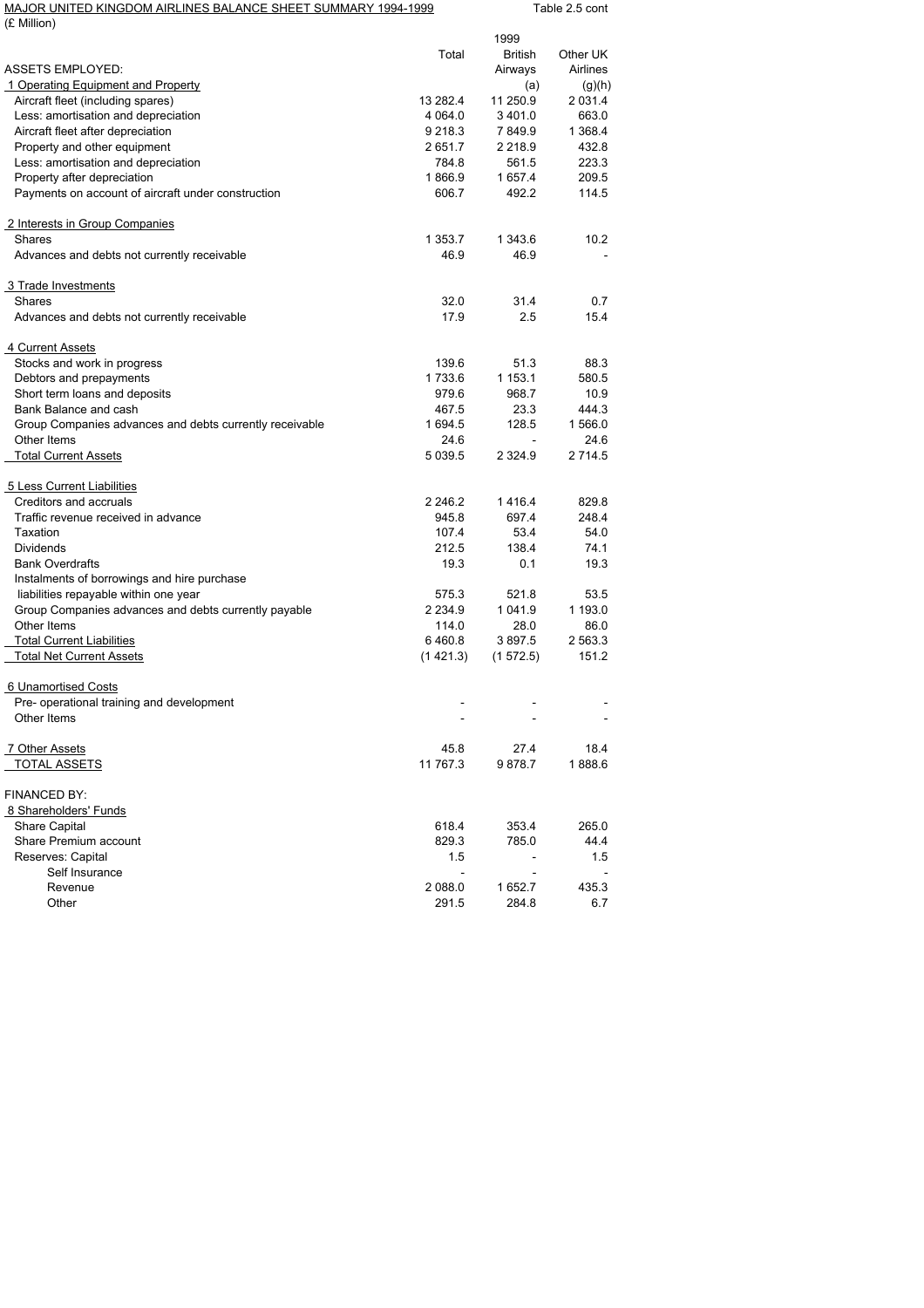MAJOR UNITED KINGDOM AIRLINES BALANCE SHEET SUMMARY 1994-1999

Table 2.5 cont

(£ Million)

| | 1999 | | |
|---|---|---|---|
| | Total | British Airways (a) | Other UK Airlines (g)(h) |
| **ASSETS EMPLOYED:** | | | |
| 1 Operating Equipment and Property | | | |
| Aircraft fleet (including spares) | 13 282.4 | 11 250.9 | 2 031.4 |
| Less: amortisation and depreciation | 4 064.0 | 3 401.0 | 663.0 |
| Aircraft fleet after depreciation | 9 218.3 | 7 849.9 | 1 368.4 |
| Property and other equipment | 2 651.7 | 2 218.9 | 432.8 |
| Less: amortisation and depreciation | 784.8 | 561.5 | 223.3 |
| Property after depreciation | 1 866.9 | 1 657.4 | 209.5 |
| Payments on account of aircraft under construction | 606.7 | 492.2 | 114.5 |
| 2 Interests in Group Companies | | | |
| Shares | 1 353.7 | 1 343.6 | 10.2 |
| Advances and debts not currently receivable | 46.9 | 46.9 | - |
| 3 Trade Investments | | | |
| Shares | 32.0 | 31.4 | 0.7 |
| Advances and debts not currently receivable | 17.9 | 2.5 | 15.4 |
| 4 Current Assets | | | |
| Stocks and work in progress | 139.6 | 51.3 | 88.3 |
| Debtors and prepayments | 1 733.6 | 1 153.1 | 580.5 |
| Short term loans and deposits | 979.6 | 968.7 | 10.9 |
| Bank Balance and cash | 467.5 | 23.3 | 444.3 |
| Group Companies advances and debts currently receivable | 1 694.5 | 128.5 | 1 566.0 |
| Other Items | 24.6 | - | 24.6 |
| Total Current Assets | 5 039.5 | 2 324.9 | 2 714.5 |
| 5 Less Current Liabilities | | | |
| Creditors and accruals | 2 246.2 | 1 416.4 | 829.8 |
| Traffic revenue received in advance | 945.8 | 697.4 | 248.4 |
| Taxation | 107.4 | 53.4 | 54.0 |
| Dividends | 212.5 | 138.4 | 74.1 |
| Bank Overdrafts | 19.3 | 0.1 | 19.3 |
| Instalments of borrowings and hire purchase liabilities repayable within one year | 575.3 | 521.8 | 53.5 |
| Group Companies advances and debts currently payable | 2 234.9 | 1 041.9 | 1 193.0 |
| Other Items | 114.0 | 28.0 | 86.0 |
| Total Current Liabilities | 6 460.8 | 3 897.5 | 2 563.3 |
| Total Net Current Assets | (1 421.3) | (1 572.5) | 151.2 |
| 6 Unamortised Costs | | | |
| Pre- operational training and development | - | - | - |
| Other Items | - | - | - |
| 7 Other Assets | 45.8 | 27.4 | 18.4 |
| TOTAL ASSETS | 11 767.3 | 9 878.7 | 1 888.6 |
| **FINANCED BY:** | | | |
| 8 Shareholders' Funds | | | |
| Share Capital | 618.4 | 353.4 | 265.0 |
| Share Premium account | 829.3 | 785.0 | 44.4 |
| Reserves: Capital | 1.5 | - | 1.5 |
| Self Insurance | - | - | - |
| Revenue | 2 088.0 | 1 652.7 | 435.3 |
| Other | 291.5 | 284.8 | 6.7 |